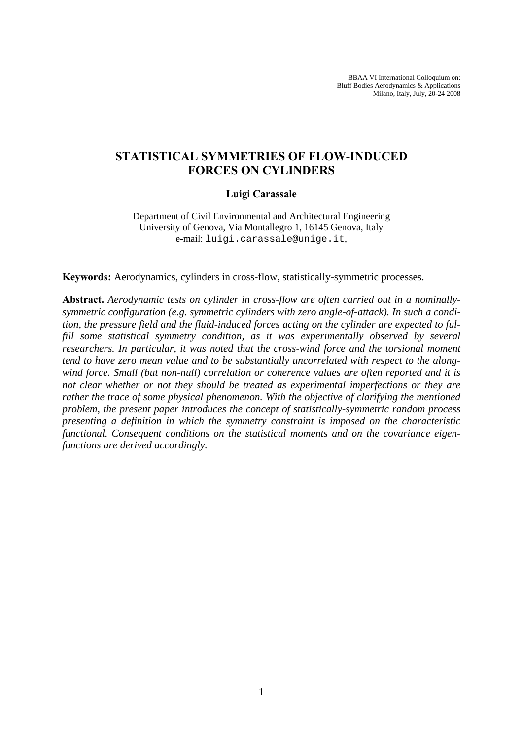# STATISTICAL SYMMETRIES OF FLOW-INDUCED FORCES ON CYLINDERS

**Luigi Carassale**

Department of Civil Environmental and Architectural Engineering
University of Genova, Via Montallegro 1, 16145 Genova, Italy
e-mail: luigi.carassale@unige.it,

**Keywords:** Aerodynamics, cylinders in cross-flow, statistically-symmetric processes.

**Abstract.** *Aerodynamic tests on cylinder in cross-flow are often carried out in a nominally-symmetric configuration (e.g. symmetric cylinders with zero angle-of-attack). In such a condition, the pressure field and the fluid-induced forces acting on the cylinder are expected to fulfill some statistical symmetry condition, as it was experimentally observed by several researchers. In particular, it was noted that the cross-wind force and the torsional moment tend to have zero mean value and to be substantially uncorrelated with respect to the along-wind force. Small (but non-null) correlation or coherence values are often reported and it is not clear whether or not they should be treated as experimental imperfections or they are rather the trace of some physical phenomenon. With the objective of clarifying the mentioned problem, the present paper introduces the concept of statistically-symmetric random process presenting a definition in which the symmetry constraint is imposed on the characteristic functional. Consequent conditions on the statistical moments and on the covariance eigenfunctions are derived accordingly.*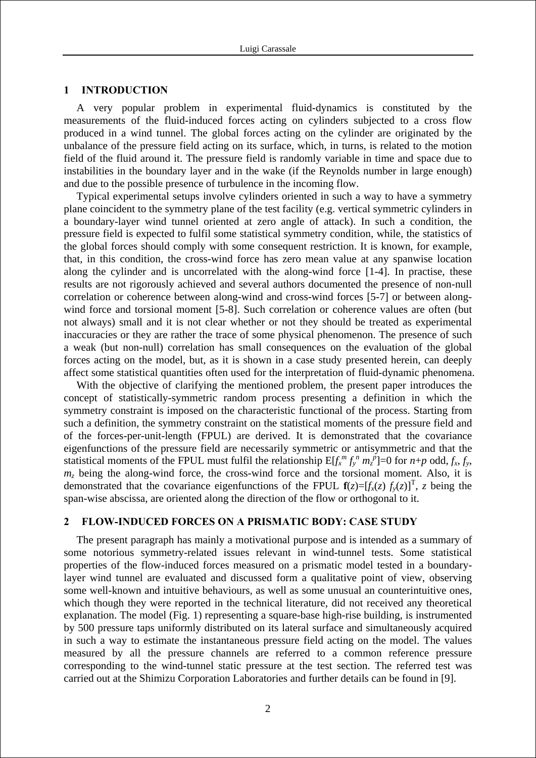## 1 INTRODUCTION

A very popular problem in experimental fluid-dynamics is constituted by the measurements of the fluid-induced forces acting on cylinders subjected to a cross flow produced in a wind tunnel. The global forces acting on the cylinder are originated by the unbalance of the pressure field acting on its surface, which, in turns, is related to the motion field of the fluid around it. The pressure field is randomly variable in time and space due to instabilities in the boundary layer and in the wake (if the Reynolds number in large enough) and due to the possible presence of turbulence in the incoming flow.

Typical experimental setups involve cylinders oriented in such a way to have a symmetry plane coincident to the symmetry plane of the test facility (e.g. vertical symmetric cylinders in a boundary-layer wind tunnel oriented at zero angle of attack). In such a condition, the pressure field is expected to fulfil some statistical symmetry condition, while, the statistics of the global forces should comply with some consequent restriction. It is known, for example, that, in this condition, the cross-wind force has zero mean value at any spanwise location along the cylinder and is uncorrelated with the along-wind force [1-4]. In practise, these results are not rigorously achieved and several authors documented the presence of non-null correlation or coherence between along-wind and cross-wind forces [5-7] or between along-wind force and torsional moment [5-8]. Such correlation or coherence values are often (but not always) small and it is not clear whether or not they should be treated as experimental inaccuracies or they are rather the trace of some physical phenomenon. The presence of such a weak (but non-null) correlation has small consequences on the evaluation of the global forces acting on the model, but, as it is shown in a case study presented herein, can deeply affect some statistical quantities often used for the interpretation of fluid-dynamic phenomena.

With the objective of clarifying the mentioned problem, the present paper introduces the concept of statistically-symmetric random process presenting a definition in which the symmetry constraint is imposed on the characteristic functional of the process. Starting from such a definition, the symmetry constraint on the statistical moments of the pressure field and of the forces-per-unit-length (FPUL) are derived. It is demonstrated that the covariance eigenfunctions of the pressure field are necessarily symmetric or antisymmetric and that the statistical moments of the FPUL must fulfil the relationship $\mathrm{E}[f_x^m f_y^n m_z^p]=0$ for $n+p$ odd, $f_x$, $f_y$, $m_z$ being the along-wind force, the cross-wind force and the torsional moment. Also, it is demonstrated that the covariance eigenfunctions of the FPUL $\mathbf{f}(z)=[f_x(z)\ f_y(z)]^{\mathrm{T}}$, $z$ being the span-wise abscissa, are oriented along the direction of the flow or orthogonal to it.

## 2 FLOW-INDUCED FORCES ON A PRISMATIC BODY: CASE STUDY

The present paragraph has mainly a motivational purpose and is intended as a summary of some notorious symmetry-related issues relevant in wind-tunnel tests. Some statistical properties of the flow-induced forces measured on a prismatic model tested in a boundary-layer wind tunnel are evaluated and discussed form a qualitative point of view, observing some well-known and intuitive behaviours, as well as some unusual an counterintuitive ones, which though they were reported in the technical literature, did not received any theoretical explanation. The model (Fig. 1) representing a square-base high-rise building, is instrumented by 500 pressure taps uniformly distributed on its lateral surface and simultaneously acquired in such a way to estimate the instantaneous pressure field acting on the model. The values measured by all the pressure channels are referred to a common reference pressure corresponding to the wind-tunnel static pressure at the test section. The referred test was carried out at the Shimizu Corporation Laboratories and further details can be found in [9].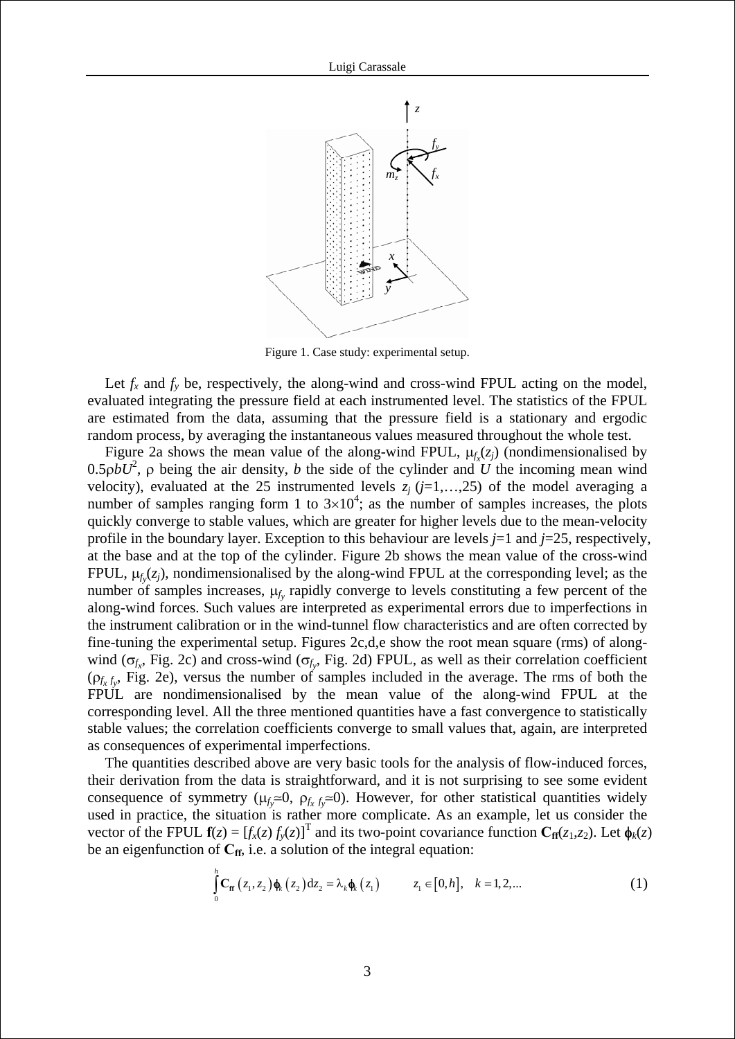Figure 1. Case study: experimental setup.

Let $f_x$ and $f_y$ be, respectively, the along-wind and cross-wind FPUL acting on the model, evaluated integrating the pressure field at each instrumented level. The statistics of the FPUL are estimated from the data, assuming that the pressure field is a stationary and ergodic random process, by averaging the instantaneous values measured throughout the whole test.

Figure 2a shows the mean value of the along-wind FPUL, $\mu_{f_x}(z_j)$ (nondimensionalised by $0.5\rho b U^2$, $\rho$ being the air density, $b$ the side of the cylinder and $U$ the incoming mean wind velocity), evaluated at the 25 instrumented levels $z_j$ ($j$=1,…,25) of the model averaging a number of samples ranging form 1 to $3\times10^4$; as the number of samples increases, the plots quickly converge to stable values, which are greater for higher levels due to the mean-velocity profile in the boundary layer. Exception to this behaviour are levels $j$=1 and $j$=25, respectively, at the base and at the top of the cylinder. Figure 2b shows the mean value of the cross-wind FPUL, $\mu_{f_y}(z_j)$, nondimensionalised by the along-wind FPUL at the corresponding level; as the number of samples increases, $\mu_{f_y}$ rapidly converge to levels constituting a few percent of the along-wind forces. Such values are interpreted as experimental errors due to imperfections in the instrument calibration or in the wind-tunnel flow characteristics and are often corrected by fine-tuning the experimental setup. Figures 2c,d,e show the root mean square (rms) of along-wind ($\sigma_{f_x}$, Fig. 2c) and cross-wind ($\sigma_{f_y}$, Fig. 2d) FPUL, as well as their correlation coefficient ($\rho_{f_x f_y}$, Fig. 2e), versus the number of samples included in the average. The rms of both the FPUL are nondimensionalised by the mean value of the along-wind FPUL at the corresponding level. All the three mentioned quantities have a fast convergence to statistically stable values; the correlation coefficients converge to small values that, again, are interpreted as consequences of experimental imperfections.

The quantities described above are very basic tools for the analysis of flow-induced forces, their derivation from the data is straightforward, and it is not surprising to see some evident consequence of symmetry ($\mu_{f_y}\simeq0$, $\rho_{f_x f_y}\simeq0$). However, for other statistical quantities widely used in practice, the situation is rather more complicate. As an example, let us consider the vector of the FPUL $\mathbf{f}(z) = [f_x(z)\ f_y(z)]^{\mathrm{T}}$ and its two-point covariance function $\mathbf{C_{ff}}(z_1,z_2)$. Let $\varphi_k(z)$ be an eigenfunction of $\mathbf{C_{ff}}$, i.e. a solution of the integral equation:

$$\int_0^h \mathbf{C_{ff}}\left(z_1,z_2\right)\varphi_k\left(z_2\right)\mathrm{d}z_2 = \lambda_k\varphi_k\left(z_1\right) \qquad z_1\in\left[0,h\right],\quad k=1,2,... \tag{1}$$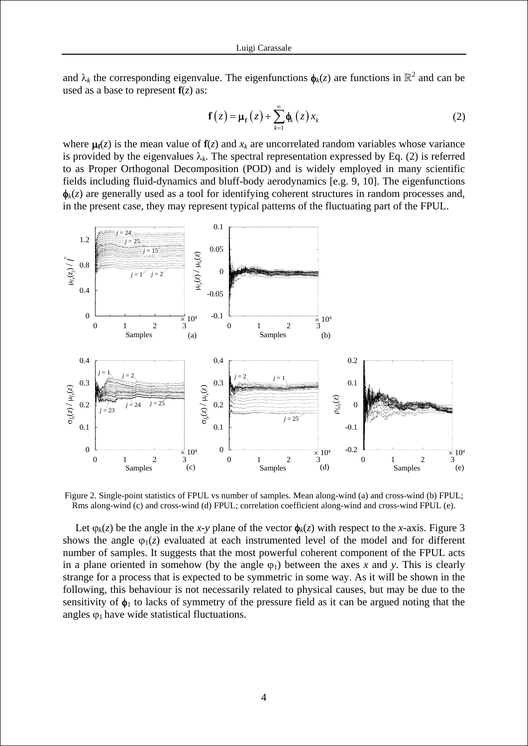and $\lambda_k$ the corresponding eigenvalue. The eigenfunctions $\boldsymbol{\phi}_k(z)$ are functions in $\mathbb{R}^2$ and can be used as a base to represent $\mathbf{f}(z)$ as:

$$\mathbf{f}(z) = \boldsymbol{\mu}_{\mathbf{f}}(z) + \sum_{k=1}^{\infty} \boldsymbol{\phi}_k(z)\, x_k \tag{2}$$

where $\boldsymbol{\mu}_{\mathbf{f}}(z)$ is the mean value of $\mathbf{f}(z)$ and $x_k$ are uncorrelated random variables whose variance is provided by the eigenvalues $\lambda_k$. The spectral representation expressed by Eq. (2) is referred to as Proper Orthogonal Decomposition (POD) and is widely employed in many scientific fields including fluid-dynamics and bluff-body aerodynamics [e.g. 9, 10]. The eigenfunctions $\boldsymbol{\phi}_k(z)$ are generally used as a tool for identifying coherent structures in random processes and, in the present case, they may represent typical patterns of the fluctuating part of the FPUL.

Figure 2. Single-point statistics of FPUL vs number of samples. Mean along-wind (a) and cross-wind (b) FPUL; Rms along-wind (c) and cross-wind (d) FPUL; correlation coefficient along-wind and cross-wind FPUL (e).

Let $\varphi_k(z)$ be the angle in the *x*-*y* plane of the vector $\boldsymbol{\phi}_k(z)$ with respect to the *x*-axis. Figure 3 shows the angle $\varphi_1(z)$ evaluated at each instrumented level of the model and for different number of samples. It suggests that the most powerful coherent component of the FPUL acts in a plane oriented in somehow (by the angle $\varphi_1$) between the axes *x* and *y*. This is clearly strange for a process that is expected to be symmetric in some way. As it will be shown in the following, this behaviour is not necessarily related to physical causes, but may be due to the sensitivity of $\boldsymbol{\phi}_1$ to lacks of symmetry of the pressure field as it can be argued noting that the angles $\varphi_1$ have wide statistical fluctuations.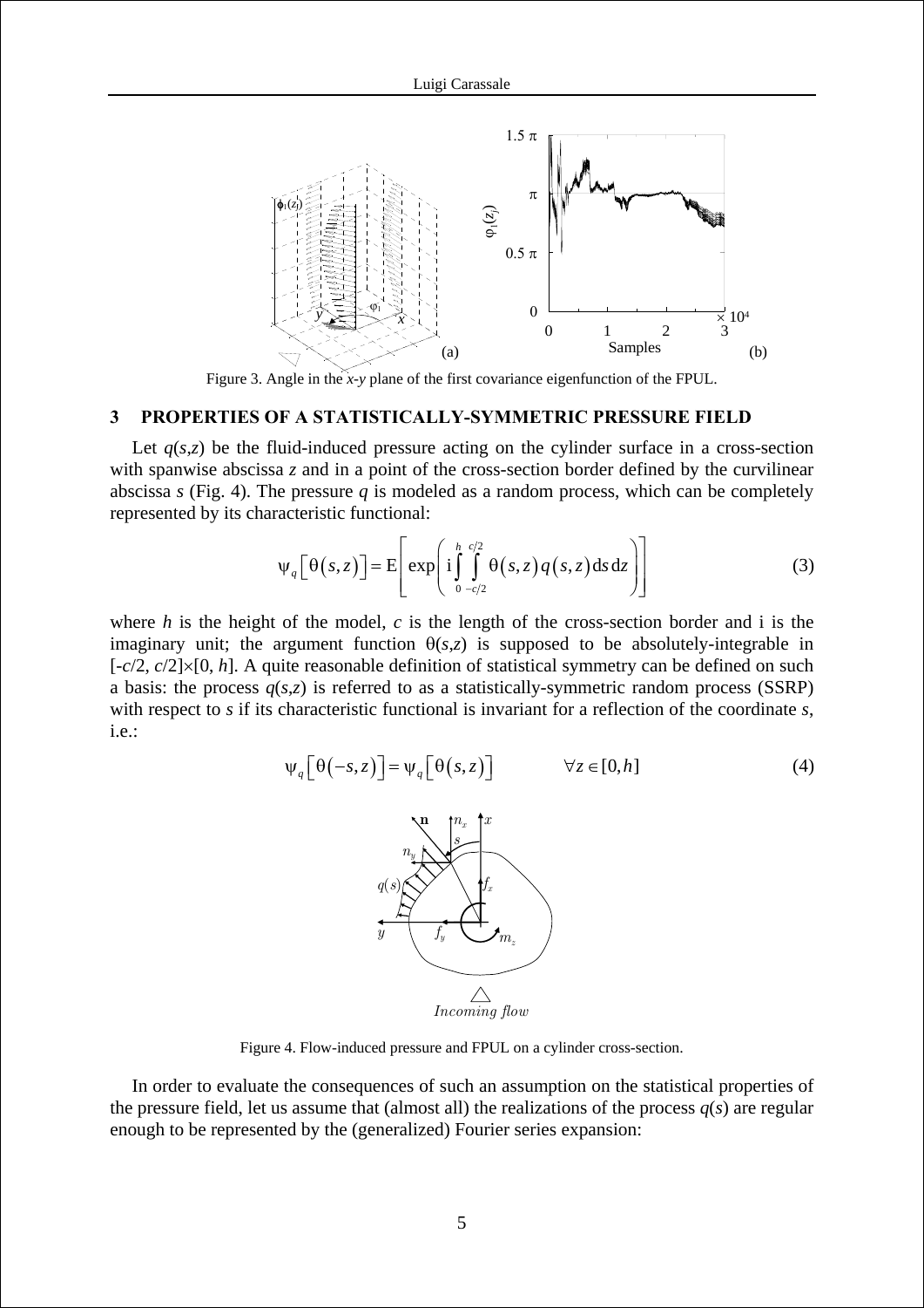Figure 3. Angle in the $x$-$y$ plane of the first covariance eigenfunction of the FPUL.

## 3 PROPERTIES OF A STATISTICALLY-SYMMETRIC PRESSURE FIELD

Let $q(s,z)$ be the fluid-induced pressure acting on the cylinder surface in a cross-section with spanwise abscissa $z$ and in a point of the cross-section border defined by the curvilinear abscissa $s$ (Fig. 4). The pressure $q$ is modeled as a random process, which can be completely represented by its characteristic functional:

$$\psi_q\left[\theta(s,z)\right] = \mathrm{E}\left[\exp\left(\mathrm{i}\int_0^h\int_{-c/2}^{c/2}\theta(s,z)\,q(s,z)\,\mathrm{d}s\,\mathrm{d}z\right)\right] \tag{3}$$

where $h$ is the height of the model, $c$ is the length of the cross-section border and i is the imaginary unit; the argument function $\theta(s,z)$ is supposed to be absolutely-integrable in $[-c/2, c/2]\times[0, h]$. A quite reasonable definition of statistical symmetry can be defined on such a basis: the process $q(s,z)$ is referred to as a statistically-symmetric random process (SSRP) with respect to $s$ if its characteristic functional is invariant for a reflection of the coordinate $s$, i.e.:

$$\psi_q\left[\theta(-s,z)\right] = \psi_q\left[\theta(s,z)\right] \qquad \forall z \in [0,h] \tag{4}$$

Figure 4. Flow-induced pressure and FPUL on a cylinder cross-section.

In order to evaluate the consequences of such an assumption on the statistical properties of the pressure field, let us assume that (almost all) the realizations of the process $q(s)$ are regular enough to be represented by the (generalized) Fourier series expansion: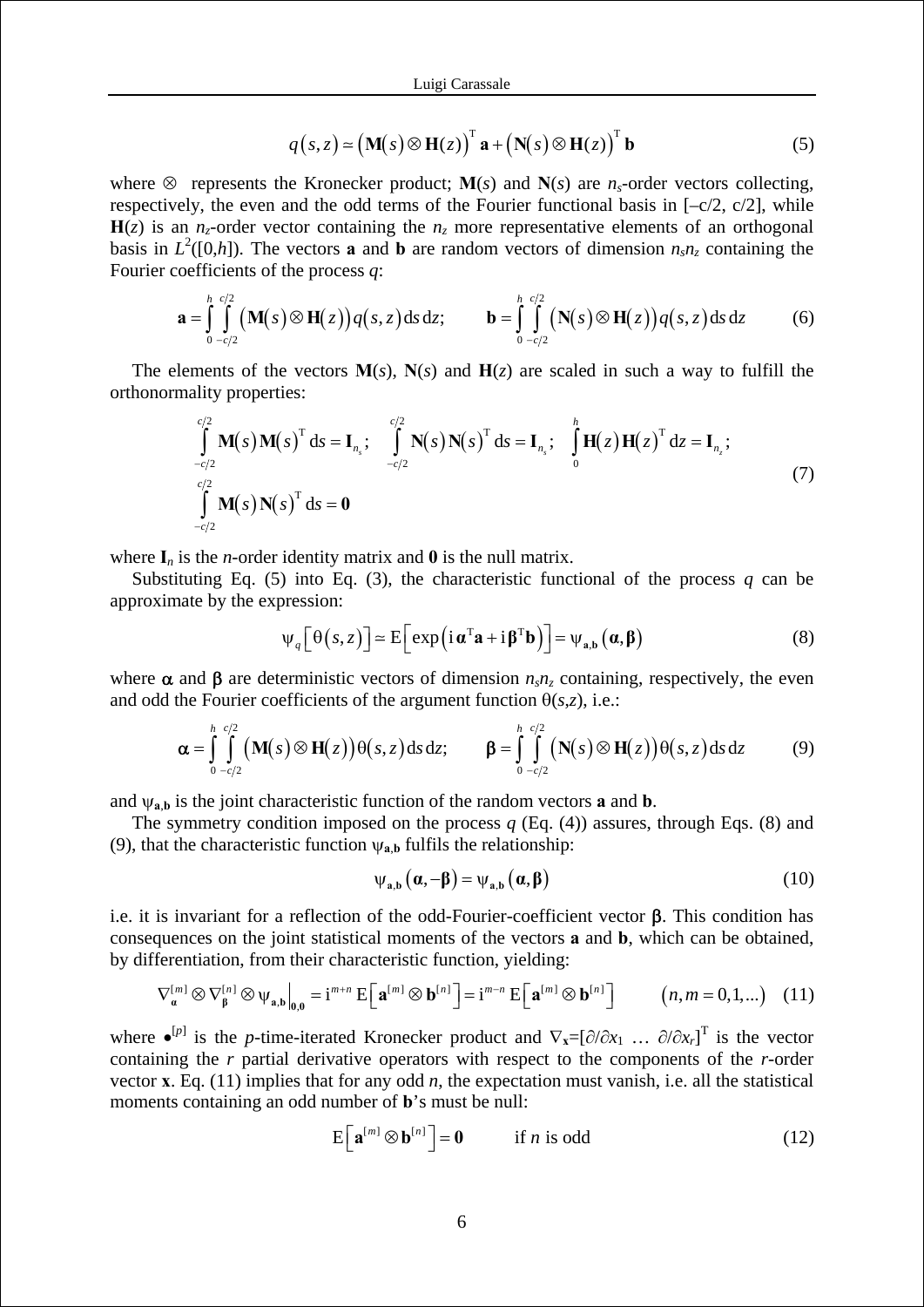$$q(s,z) \simeq \left(\mathbf{M}(s) \otimes \mathbf{H}(z)\right)^{\mathrm{T}} \mathbf{a} + \left(\mathbf{N}(s) \otimes \mathbf{H}(z)\right)^{\mathrm{T}} \mathbf{b} \tag{5}$$

where $\otimes$ represents the Kronecker product; $\mathbf{M}(s)$ and $\mathbf{N}(s)$ are $n_s$-order vectors collecting, respectively, the even and the odd terms of the Fourier functional basis in [–c/2, c/2], while $\mathbf{H}(z)$ is an $n_z$-order vector containing the $n_z$ more representative elements of an orthogonal basis in $L^2([0,h])$. The vectors $\mathbf{a}$ and $\mathbf{b}$ are random vectors of dimension $n_s n_z$ containing the Fourier coefficients of the process $q$:

$$\mathbf{a} = \int_0^h \int_{-c/2}^{c/2} \left(\mathbf{M}(s) \otimes \mathbf{H}(z)\right) q(s,z)\,\mathrm{d}s\,\mathrm{d}z; \qquad \mathbf{b} = \int_0^h \int_{-c/2}^{c/2} \left(\mathbf{N}(s) \otimes \mathbf{H}(z)\right) q(s,z)\,\mathrm{d}s\,\mathrm{d}z \tag{6}$$

The elements of the vectors $\mathbf{M}(s)$, $\mathbf{N}(s)$ and $\mathbf{H}(z)$ are scaled in such a way to fulfill the orthonormality properties:

$$\begin{aligned}
&\int_{-c/2}^{c/2} \mathbf{M}(s)\mathbf{M}(s)^{\mathrm{T}}\,\mathrm{d}s = \mathbf{I}_{n_s}; \quad \int_{-c/2}^{c/2} \mathbf{N}(s)\mathbf{N}(s)^{\mathrm{T}}\,\mathrm{d}s = \mathbf{I}_{n_s}; \quad \int_0^h \mathbf{H}(z)\mathbf{H}(z)^{\mathrm{T}}\,\mathrm{d}z = \mathbf{I}_{n_z}; \\
&\int_{-c/2}^{c/2} \mathbf{M}(s)\mathbf{N}(s)^{\mathrm{T}}\,\mathrm{d}s = \mathbf{0}
\end{aligned} \tag{7}$$

where $\mathbf{I}_n$ is the $n$-order identity matrix and $\mathbf{0}$ is the null matrix.

Substituting Eq. (5) into Eq. (3), the characteristic functional of the process $q$ can be approximate by the expression:

$$\psi_q\left[\theta(s,z)\right] \simeq \mathrm{E}\left[\exp\left(\mathrm{i}\,\boldsymbol{\alpha}^{\mathrm{T}}\mathbf{a} + \mathrm{i}\,\boldsymbol{\beta}^{\mathrm{T}}\mathbf{b}\right)\right] = \psi_{\mathbf{a},\mathbf{b}}\left(\boldsymbol{\alpha},\boldsymbol{\beta}\right) \tag{8}$$

where $\boldsymbol{\alpha}$ and $\boldsymbol{\beta}$ are deterministic vectors of dimension $n_s n_z$ containing, respectively, the even and odd the Fourier coefficients of the argument function $\theta(s,z)$, i.e.:

$$\boldsymbol{\alpha} = \int_0^h \int_{-c/2}^{c/2} \left(\mathbf{M}(s) \otimes \mathbf{H}(z)\right) \theta(s,z)\,\mathrm{d}s\,\mathrm{d}z; \qquad \boldsymbol{\beta} = \int_0^h \int_{-c/2}^{c/2} \left(\mathbf{N}(s) \otimes \mathbf{H}(z)\right) \theta(s,z)\,\mathrm{d}s\,\mathrm{d}z \tag{9}$$

and $\psi_{\mathbf{a},\mathbf{b}}$ is the joint characteristic function of the random vectors $\mathbf{a}$ and $\mathbf{b}$.

The symmetry condition imposed on the process $q$ (Eq. (4)) assures, through Eqs. (8) and (9), that the characteristic function $\psi_{\mathbf{a},\mathbf{b}}$ fulfils the relationship:

$$\psi_{\mathbf{a},\mathbf{b}}\left(\boldsymbol{\alpha},-\boldsymbol{\beta}\right) = \psi_{\mathbf{a},\mathbf{b}}\left(\boldsymbol{\alpha},\boldsymbol{\beta}\right) \tag{10}$$

i.e. it is invariant for a reflection of the odd-Fourier-coefficient vector $\boldsymbol{\beta}$. This condition has consequences on the joint statistical moments of the vectors $\mathbf{a}$ and $\mathbf{b}$, which can be obtained, by differentiation, from their characteristic function, yielding:

$$\nabla_{\boldsymbol{\alpha}}^{[m]} \otimes \nabla_{\boldsymbol{\beta}}^{[n]} \otimes \psi_{\mathbf{a},\mathbf{b}}\Big|_{\mathbf{0},\mathbf{0}} = \mathrm{i}^{m+n}\,\mathrm{E}\left[\mathbf{a}^{[m]} \otimes \mathbf{b}^{[n]}\right] = \mathrm{i}^{m-n}\,\mathrm{E}\left[\mathbf{a}^{[m]} \otimes \mathbf{b}^{[n]}\right] \qquad (n,m = 0,1,\ldots) \tag{11}$$

where $\bullet^{[p]}$ is the $p$-time-iterated Kronecker product and $\nabla_{\mathbf{x}}=[\partial/\partial x_1 \;\ldots\; \partial/\partial x_r]^{\mathrm{T}}$ is the vector containing the $r$ partial derivative operators with respect to the components of the $r$-order vector $\mathbf{x}$. Eq. (11) implies that for any odd $n$, the expectation must vanish, i.e. all the statistical moments containing an odd number of $\mathbf{b}$'s must be null:

$$\mathrm{E}\left[\mathbf{a}^{[m]} \otimes \mathbf{b}^{[n]}\right] = \mathbf{0} \qquad \text{if } n \text{ is odd} \tag{12}$$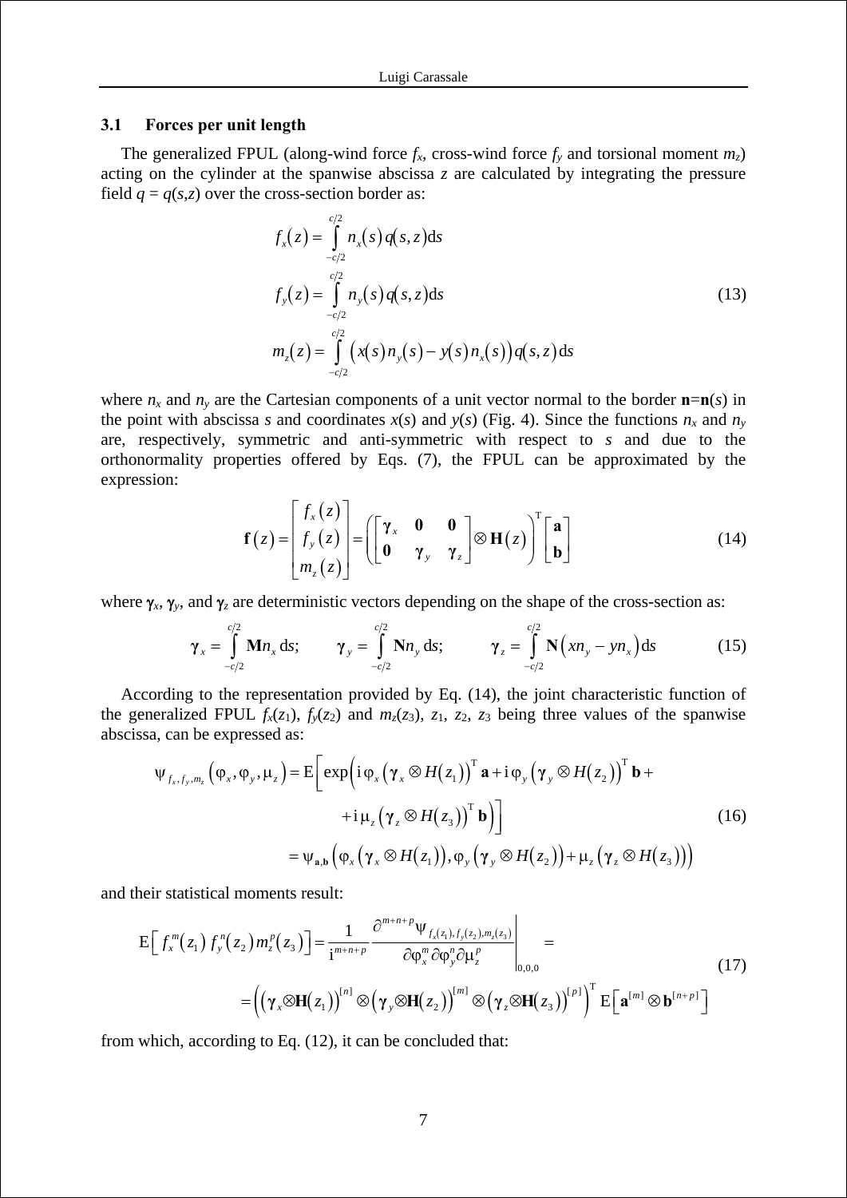### 3.1 Forces per unit length

The generalized FPUL (along-wind force $f_x$, cross-wind force $f_y$ and torsional moment $m_z$) acting on the cylinder at the spanwise abscissa $z$ are calculated by integrating the pressure field $q = q(s,z)$ over the cross-section border as:

$$
\begin{aligned}
f_x(z) &= \int_{-c/2}^{c/2} n_x(s)\, q(s,z)\,\mathrm{d}s \\
f_y(z) &= \int_{-c/2}^{c/2} n_y(s)\, q(s,z)\,\mathrm{d}s \\
m_z(z) &= \int_{-c/2}^{c/2} \big(x(s)\, n_y(s) - y(s)\, n_x(s)\big)\, q(s,z)\,\mathrm{d}s
\end{aligned}
\tag{13}
$$

where $n_x$ and $n_y$ are the Cartesian components of a unit vector normal to the border $\mathbf{n}=\mathbf{n}(s)$ in the point with abscissa $s$ and coordinates $x(s)$ and $y(s)$ (Fig. 4). Since the functions $n_x$ and $n_y$ are, respectively, symmetric and anti-symmetric with respect to $s$ and due to the orthonormality properties offered by Eqs. (7), the FPUL can be approximated by the expression:

$$
\mathbf{f}(z) = \begin{bmatrix} f_x(z) \\ f_y(z) \\ m_z(z) \end{bmatrix} = \left( \begin{bmatrix} \boldsymbol{\gamma}_x & \mathbf{0} & \mathbf{0} \\ \mathbf{0} & \boldsymbol{\gamma}_y & \boldsymbol{\gamma}_z \end{bmatrix} \otimes \mathbf{H}(z) \right)^{\mathrm{T}} \begin{bmatrix} \mathbf{a} \\ \mathbf{b} \end{bmatrix}
\tag{14}
$$

where $\boldsymbol{\gamma}_x$, $\boldsymbol{\gamma}_y$, and $\boldsymbol{\gamma}_z$ are deterministic vectors depending on the shape of the cross-section as:

$$
\boldsymbol{\gamma}_x = \int_{-c/2}^{c/2} \mathbf{M} n_x\,\mathrm{d}s; \qquad \boldsymbol{\gamma}_y = \int_{-c/2}^{c/2} \mathbf{N} n_y\,\mathrm{d}s; \qquad \boldsymbol{\gamma}_z = \int_{-c/2}^{c/2} \mathbf{N}\left(x n_y - y n_x\right)\mathrm{d}s
\tag{15}
$$

According to the representation provided by Eq. (14), the joint characteristic function of the generalized FPUL $f_x(z_1)$, $f_y(z_2)$ and $m_z(z_3)$, $z_1$, $z_2$, $z_3$ being three values of the spanwise abscissa, can be expressed as:

$$
\begin{aligned}
\psi_{f_x, f_y, m_z}\left(\varphi_x, \varphi_y, \mu_z\right) &= \mathrm{E}\Big[ \exp\Big( \mathrm{i}\,\varphi_x \left(\boldsymbol{\gamma}_x \otimes H(z_1)\right)^{\mathrm{T}} \mathbf{a} + \mathrm{i}\,\varphi_y \left(\boldsymbol{\gamma}_y \otimes H(z_2)\right)^{\mathrm{T}} \mathbf{b} + \\
&\qquad + \mathrm{i}\,\mu_z \left(\boldsymbol{\gamma}_z \otimes H(z_3)\right)^{\mathrm{T}} \mathbf{b} \Big) \Big] \\
&= \psi_{\mathbf{a},\mathbf{b}}\Big( \varphi_x \left(\boldsymbol{\gamma}_x \otimes H(z_1)\right), \varphi_y \left(\boldsymbol{\gamma}_y \otimes H(z_2)\right) + \mu_z \left(\boldsymbol{\gamma}_z \otimes H(z_3)\right) \Big)
\end{aligned}
\tag{16}
$$

and their statistical moments result:

$$
\begin{aligned}
\mathrm{E}\left[ f_x^m(z_1)\, f_y^n(z_2)\, m_z^p(z_3) \right] &= \frac{1}{\mathrm{i}^{m+n+p}} \left. \frac{\partial^{m+n+p} \psi_{f_x(z_1), f_y(z_2), m_z(z_3)}}{\partial \varphi_x^m\, \partial \varphi_y^n\, \partial \mu_z^p} \right|_{0,0,0} = \\
&= \left( \left(\boldsymbol{\gamma}_x \otimes \mathbf{H}(z_1)\right)^{[n]} \otimes \left(\boldsymbol{\gamma}_y \otimes \mathbf{H}(z_2)\right)^{[m]} \otimes \left(\boldsymbol{\gamma}_z \otimes \mathbf{H}(z_3)\right)^{[p]} \right)^{\mathrm{T}} \mathrm{E}\left[ \mathbf{a}^{[m]} \otimes \mathbf{b}^{[n+p]} \right]
\end{aligned}
\tag{17}
$$

from which, according to Eq. (12), it can be concluded that: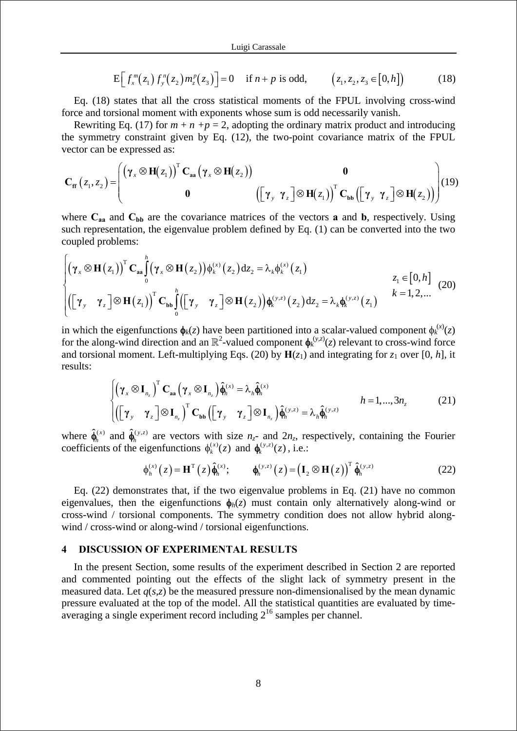$$\mathrm{E}\left[ f_x^m(z_1)\, f_y^n(z_2)\, m_z^p(z_3) \right] = 0 \quad \text{if } n+p \text{ is odd,} \qquad \left(z_1, z_2, z_3 \in [0,h]\right) \tag{18}$$

Eq. (18) states that all the cross statistical moments of the FPUL involving cross-wind force and torsional moment with exponents whose sum is odd necessarily vanish.

Rewriting Eq. (17) for $m + n + p = 2$, adopting the ordinary matrix product and introducing the symmetry constraint given by Eq. (12), the two-point covariance matrix of the FPUL vector can be expressed as:

$$\mathbf{C}_{\mathbf{ff}}\left(z_1, z_2\right) = \begin{pmatrix} \left(\boldsymbol{\gamma}_x \otimes \mathbf{H}(z_1)\right)^{\mathrm{T}} \mathbf{C}_{\mathbf{aa}} \left(\boldsymbol{\gamma}_x \otimes \mathbf{H}(z_2)\right) & \mathbf{0} \\ \mathbf{0} & \left(\begin{bmatrix} \boldsymbol{\gamma}_y & \boldsymbol{\gamma}_z \end{bmatrix} \otimes \mathbf{H}(z_1)\right)^{\mathrm{T}} \mathbf{C}_{\mathbf{bb}} \left(\begin{bmatrix} \boldsymbol{\gamma}_y & \boldsymbol{\gamma}_z \end{bmatrix} \otimes \mathbf{H}(z_2)\right) \end{pmatrix} \tag{19}$$

where $\mathbf{C}_{\mathbf{aa}}$ and $\mathbf{C}_{\mathbf{bb}}$ are the covariance matrices of the vectors $\mathbf{a}$ and $\mathbf{b}$, respectively. Using such representation, the eigenvalue problem defined by Eq. (1) can be converted into the two coupled problems:

$$\begin{cases} \left(\boldsymbol{\gamma}_x \otimes \mathbf{H}(z_1)\right)^{\mathrm{T}} \mathbf{C}_{\mathbf{aa}} \displaystyle\int_0^h \left(\boldsymbol{\gamma}_x \otimes \mathbf{H}(z_2)\right) \phi_k^{(x)}(z_2)\, \mathrm{d}z_2 = \lambda_k \phi_k^{(x)}(z_1) \\ \left(\begin{bmatrix} \boldsymbol{\gamma}_y & \boldsymbol{\gamma}_z \end{bmatrix} \otimes \mathbf{H}(z_1)\right)^{\mathrm{T}} \mathbf{C}_{\mathbf{bb}} \displaystyle\int_0^h \left(\begin{bmatrix} \boldsymbol{\gamma}_y & \boldsymbol{\gamma}_z \end{bmatrix} \otimes \mathbf{H}(z_2)\right) \boldsymbol{\phi}_k^{(y,z)}(z_2)\, \mathrm{d}z_2 = \lambda_k \boldsymbol{\phi}_k^{(y,z)}(z_1) \end{cases} \qquad \begin{matrix} z_1 \in [0,h] \\ k = 1,2,... \end{matrix} \tag{20}$$

in which the eigenfunctions $\boldsymbol{\phi}_k(z)$ have been partitioned into a scalar-valued component $\phi_k^{(x)}(z)$ for the along-wind direction and an $\mathbb{R}^2$-valued component $\boldsymbol{\phi}_k^{(y,z)}(z)$ relevant to cross-wind force and torsional moment. Left-multiplying Eqs. (20) by $\mathbf{H}(z_1)$ and integrating for $z_1$ over $[0, h]$, it results:

$$\begin{cases} \left(\boldsymbol{\gamma}_x \otimes \mathbf{I}_{n_z}\right)^{\mathrm{T}} \mathbf{C}_{\mathbf{aa}} \left(\boldsymbol{\gamma}_x \otimes \mathbf{I}_{n_z}\right) \hat{\boldsymbol{\phi}}_h^{(x)} = \lambda_h \hat{\boldsymbol{\phi}}_h^{(x)} \\ \left(\begin{bmatrix} \boldsymbol{\gamma}_y & \boldsymbol{\gamma}_z \end{bmatrix} \otimes \mathbf{I}_{n_z}\right)^{\mathrm{T}} \mathbf{C}_{\mathbf{bb}} \left(\begin{bmatrix} \boldsymbol{\gamma}_y & \boldsymbol{\gamma}_z \end{bmatrix} \otimes \mathbf{I}_{n_z}\right) \hat{\boldsymbol{\phi}}_h^{(y,z)} = \lambda_h \hat{\boldsymbol{\phi}}_h^{(y,z)} \end{cases} \qquad h = 1,...,3n_z \tag{21}$$

where $\hat{\boldsymbol{\phi}}_h^{(x)}$ and $\hat{\boldsymbol{\phi}}_h^{(y,z)}$ are vectors with size $n_z$- and $2n_z$, respectively, containing the Fourier coefficients of the eigenfunctions $\phi_k^{(x)}(z)$ and $\boldsymbol{\phi}_k^{(y,z)}(z)$, i.e.:

$$\phi_h^{(x)}(z) = \mathbf{H}^{\mathrm{T}}(z)\, \hat{\boldsymbol{\phi}}_h^{(x)}; \qquad \boldsymbol{\phi}_h^{(y,z)}(z) = \left(\mathbf{I}_2 \otimes \mathbf{H}(z)\right)^{\mathrm{T}} \hat{\boldsymbol{\phi}}_h^{(y,z)} \tag{22}$$

Eq. (22) demonstrates that, if the two eigenvalue problems in Eq. (21) have no common eigenvalues, then the eigenfunctions $\boldsymbol{\phi}_h(z)$ must contain only alternatively along-wind or cross-wind / torsional components. The symmetry condition does not allow hybrid along-wind / cross-wind or along-wind / torsional eigenfunctions.

## 4 DISCUSSION OF EXPERIMENTAL RESULTS

In the present Section, some results of the experiment described in Section 2 are reported and commented pointing out the effects of the slight lack of symmetry present in the measured data. Let $q(s,z)$ be the measured pressure non-dimensionalised by the mean dynamic pressure evaluated at the top of the model. All the statistical quantities are evaluated by time-averaging a single experiment record including $2^{16}$ samples per channel.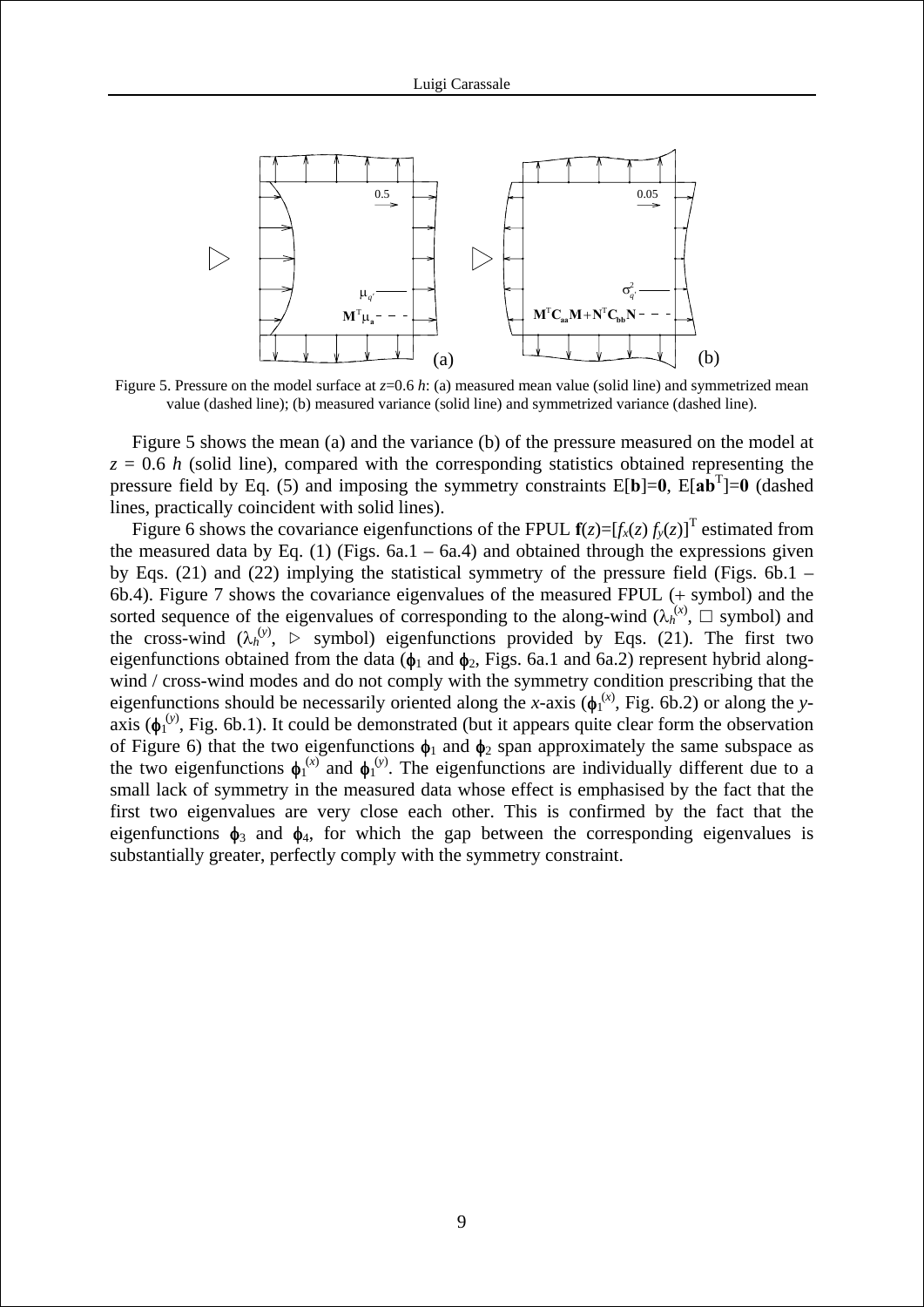Figure 5. Pressure on the model surface at $z$=0.6 $h$: (a) measured mean value (solid line) and symmetrized mean value (dashed line); (b) measured variance (solid line) and symmetrized variance (dashed line).

Figure 5 shows the mean (a) and the variance (b) of the pressure measured on the model at $z$ = 0.6 $h$ (solid line), compared with the corresponding statistics obtained representing the pressure field by Eq. (5) and imposing the symmetry constraints E[$\mathbf{b}$]=$\mathbf{0}$, E[$\mathbf{ab}^{\mathrm{T}}$]=$\mathbf{0}$ (dashed lines, practically coincident with solid lines).

Figure 6 shows the covariance eigenfunctions of the FPUL $\mathbf{f}(z)=[f_x(z)\ f_y(z)]^{\mathrm{T}}$ estimated from the measured data by Eq. (1) (Figs. 6a.1 – 6a.4) and obtained through the expressions given by Eqs. (21) and (22) implying the statistical symmetry of the pressure field (Figs. 6b.1 – 6b.4). Figure 7 shows the covariance eigenvalues of the measured FPUL (+ symbol) and the sorted sequence of the eigenvalues of corresponding to the along-wind ($\lambda_h^{(x)}$, □ symbol) and the cross-wind ($\lambda_h^{(y)}$, ▷ symbol) eigenfunctions provided by Eqs. (21). The first two eigenfunctions obtained from the data ($\varphi_1$ and $\varphi_2$, Figs. 6a.1 and 6a.2) represent hybrid along-wind / cross-wind modes and do not comply with the symmetry condition prescribing that the eigenfunctions should be necessarily oriented along the $x$-axis ($\varphi_1^{(x)}$, Fig. 6b.2) or along the $y$-axis ($\varphi_1^{(y)}$, Fig. 6b.1). It could be demonstrated (but it appears quite clear form the observation of Figure 6) that the two eigenfunctions $\varphi_1$ and $\varphi_2$ span approximately the same subspace as the two eigenfunctions $\varphi_1^{(x)}$ and $\varphi_1^{(y)}$. The eigenfunctions are individually different due to a small lack of symmetry in the measured data whose effect is emphasised by the fact that the first two eigenvalues are very close each other. This is confirmed by the fact that the eigenfunctions $\varphi_3$ and $\varphi_4$, for which the gap between the corresponding eigenvalues is substantially greater, perfectly comply with the symmetry constraint.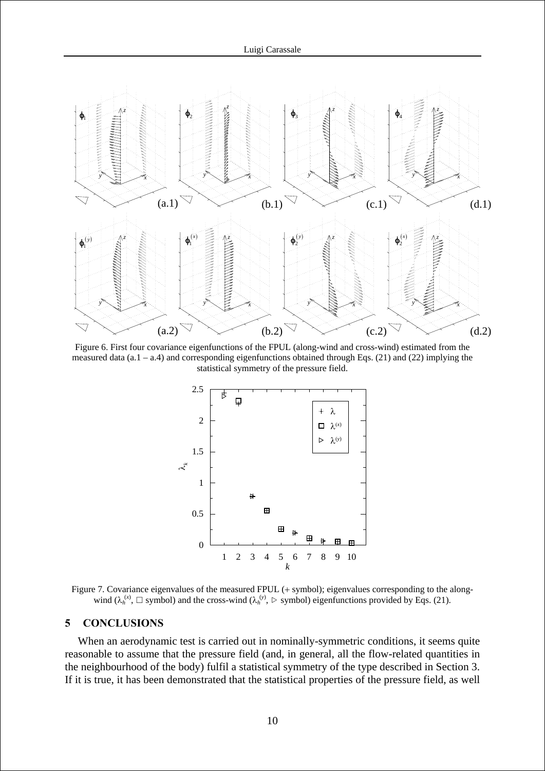Figure 6. First four covariance eigenfunctions of the FPUL (along-wind and cross-wind) estimated from the measured data (a.1 – a.4) and corresponding eigenfunctions obtained through Eqs. (21) and (22) implying the statistical symmetry of the pressure field.

Figure 7. Covariance eigenvalues of the measured FPUL (+ symbol); eigenvalues corresponding to the along-wind ($\lambda_h^{(x)}$, □ symbol) and the cross-wind ($\lambda_h^{(y)}$, ▷ symbol) eigenfunctions provided by Eqs. (21).

## 5 CONCLUSIONS

When an aerodynamic test is carried out in nominally-symmetric conditions, it seems quite reasonable to assume that the pressure field (and, in general, all the flow-related quantities in the neighbourhood of the body) fulfil a statistical symmetry of the type described in Section 3. If it is true, it has been demonstrated that the statistical properties of the pressure field, as well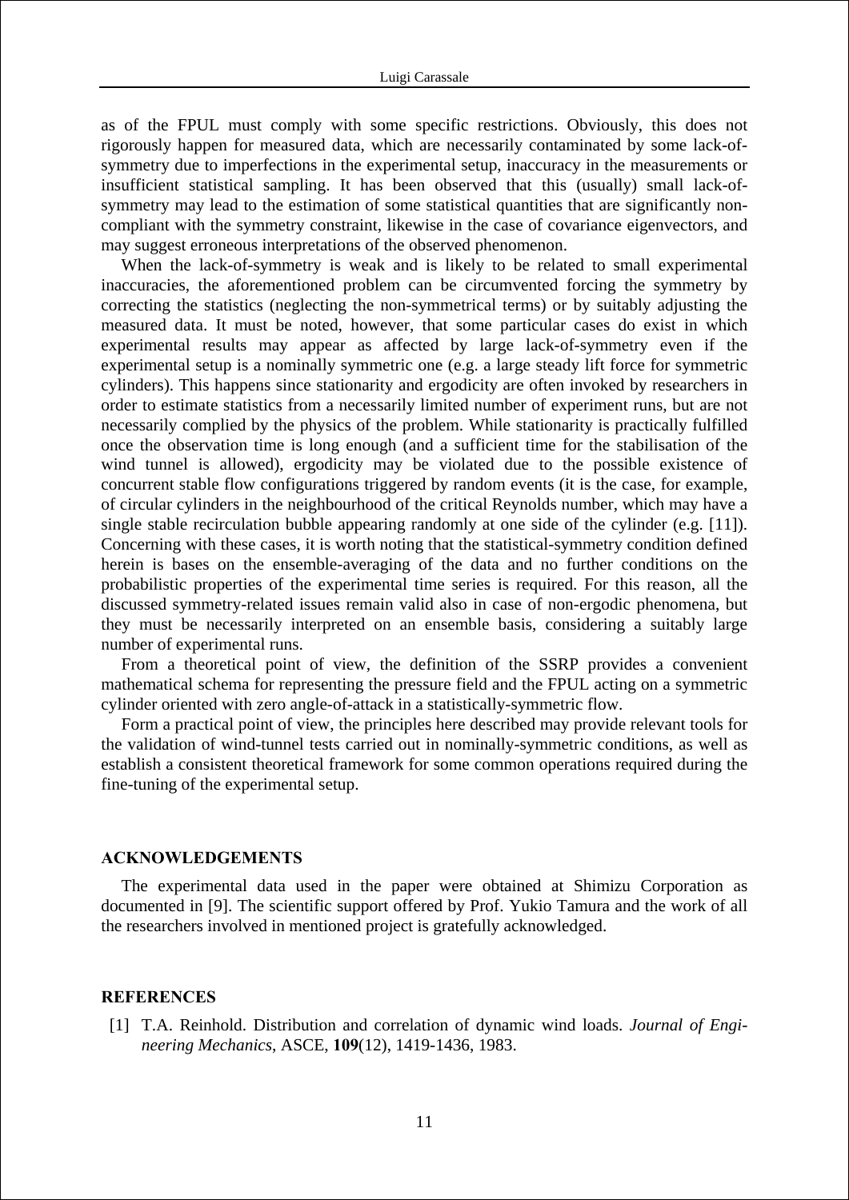as of the FPUL must comply with some specific restrictions. Obviously, this does not rigorously happen for measured data, which are necessarily contaminated by some lack-of-symmetry due to imperfections in the experimental setup, inaccuracy in the measurements or insufficient statistical sampling. It has been observed that this (usually) small lack-of-symmetry may lead to the estimation of some statistical quantities that are significantly non-compliant with the symmetry constraint, likewise in the case of covariance eigenvectors, and may suggest erroneous interpretations of the observed phenomenon.

When the lack-of-symmetry is weak and is likely to be related to small experimental inaccuracies, the aforementioned problem can be circumvented forcing the symmetry by correcting the statistics (neglecting the non-symmetrical terms) or by suitably adjusting the measured data. It must be noted, however, that some particular cases do exist in which experimental results may appear as affected by large lack-of-symmetry even if the experimental setup is a nominally symmetric one (e.g. a large steady lift force for symmetric cylinders). This happens since stationarity and ergodicity are often invoked by researchers in order to estimate statistics from a necessarily limited number of experiment runs, but are not necessarily complied by the physics of the problem. While stationarity is practically fulfilled once the observation time is long enough (and a sufficient time for the stabilisation of the wind tunnel is allowed), ergodicity may be violated due to the possible existence of concurrent stable flow configurations triggered by random events (it is the case, for example, of circular cylinders in the neighbourhood of the critical Reynolds number, which may have a single stable recirculation bubble appearing randomly at one side of the cylinder (e.g. [11]). Concerning with these cases, it is worth noting that the statistical-symmetry condition defined herein is bases on the ensemble-averaging of the data and no further conditions on the probabilistic properties of the experimental time series is required. For this reason, all the discussed symmetry-related issues remain valid also in case of non-ergodic phenomena, but they must be necessarily interpreted on an ensemble basis, considering a suitably large number of experimental runs.

From a theoretical point of view, the definition of the SSRP provides a convenient mathematical schema for representing the pressure field and the FPUL acting on a symmetric cylinder oriented with zero angle-of-attack in a statistically-symmetric flow.

Form a practical point of view, the principles here described may provide relevant tools for the validation of wind-tunnel tests carried out in nominally-symmetric conditions, as well as establish a consistent theoretical framework for some common operations required during the fine-tuning of the experimental setup.

## ACKNOWLEDGEMENTS

The experimental data used in the paper were obtained at Shimizu Corporation as documented in [9]. The scientific support offered by Prof. Yukio Tamura and the work of all the researchers involved in mentioned project is gratefully acknowledged.

## REFERENCES

[1] T.A. Reinhold. Distribution and correlation of dynamic wind loads. *Journal of Engineering Mechanics*, ASCE, **109**(12), 1419-1436, 1983.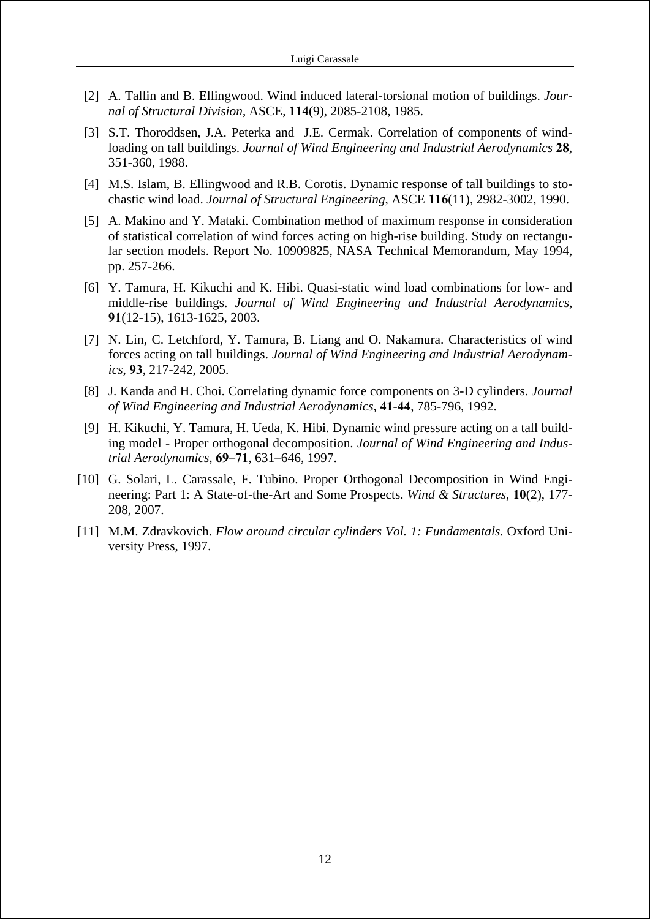[2] A. Tallin and B. Ellingwood. Wind induced lateral-torsional motion of buildings. *Journal of Structural Division*, ASCE, **114**(9), 2085-2108, 1985.

[3] S.T. Thoroddsen, J.A. Peterka and J.E. Cermak. Correlation of components of wind-loading on tall buildings. *Journal of Wind Engineering and Industrial Aerodynamics* **28**, 351-360, 1988.

[4] M.S. Islam, B. Ellingwood and R.B. Corotis. Dynamic response of tall buildings to stochastic wind load. *Journal of Structural Engineering*, ASCE **116**(11), 2982-3002, 1990.

[5] A. Makino and Y. Mataki. Combination method of maximum response in consideration of statistical correlation of wind forces acting on high-rise building. Study on rectangular section models. Report No. 10909825, NASA Technical Memorandum, May 1994, pp. 257-266.

[6] Y. Tamura, H. Kikuchi and K. Hibi. Quasi-static wind load combinations for low- and middle-rise buildings. *Journal of Wind Engineering and Industrial Aerodynamics*, **91**(12-15), 1613-1625, 2003.

[7] N. Lin, C. Letchford, Y. Tamura, B. Liang and O. Nakamura. Characteristics of wind forces acting on tall buildings. *Journal of Wind Engineering and Industrial Aerodynamics*, **93**, 217-242, 2005.

[8] J. Kanda and H. Choi. Correlating dynamic force components on 3-D cylinders. *Journal of Wind Engineering and Industrial Aerodynamics*, **41-44**, 785-796, 1992.

[9] H. Kikuchi, Y. Tamura, H. Ueda, K. Hibi. Dynamic wind pressure acting on a tall building model - Proper orthogonal decomposition. *Journal of Wind Engineering and Industrial Aerodynamics*, **69**–**71**, 631–646, 1997.

[10] G. Solari, L. Carassale, F. Tubino. Proper Orthogonal Decomposition in Wind Engineering: Part 1: A State-of-the-Art and Some Prospects. *Wind & Structures*, **10**(2), 177-208, 2007.

[11] M.M. Zdravkovich. *Flow around circular cylinders Vol. 1: Fundamentals.* Oxford University Press, 1997.